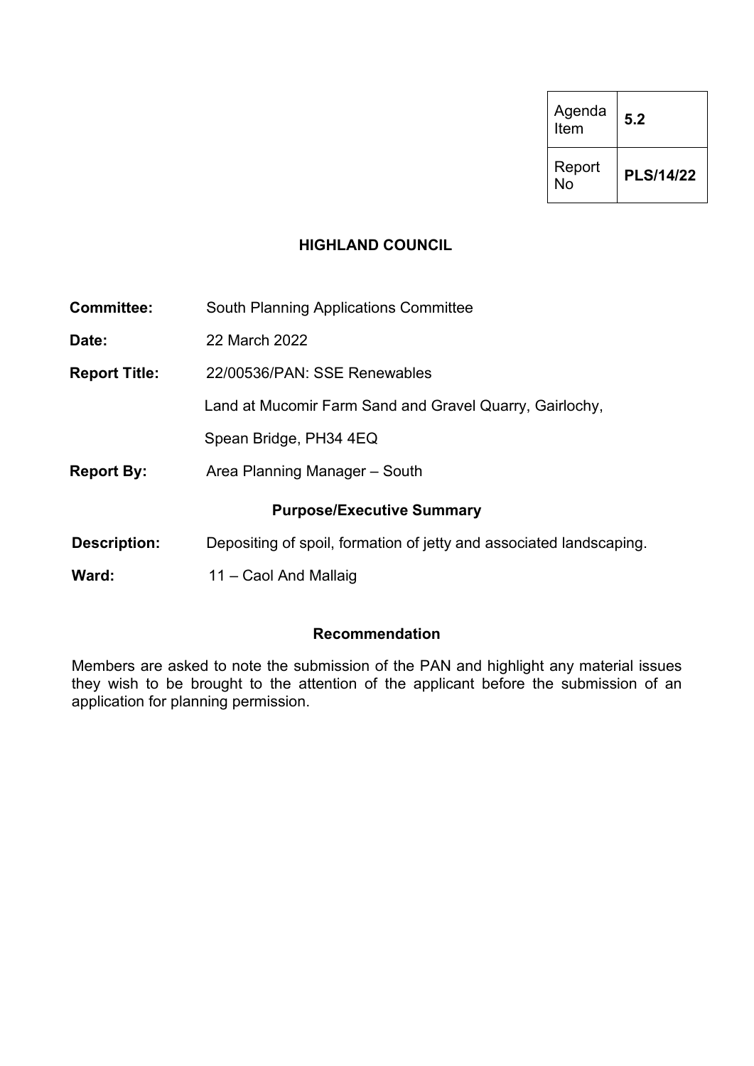| Agenda Item | **5.2** |
|---|---|
| Report No | **PLS/14/22** |

**HIGHLAND COUNCIL**

| | |
|---|---|
| **Committee:** | South Planning Applications Committee |
| **Date:** | 22 March 2022 |
| **Report Title:** | 22/00536/PAN: SSE Renewables<br>Land at Mucomir Farm Sand and Gravel Quarry, Gairlochy,<br>Spean Bridge, PH34 4EQ |
| **Report By:** | Area Planning Manager – South |

**Purpose/Executive Summary**

| | |
|---|---|
| **Description:** | Depositing of spoil, formation of jetty and associated landscaping. |
| **Ward:** | 11 – Caol And Mallaig |

**Recommendation**

Members are asked to note the submission of the PAN and highlight any material issues they wish to be brought to the attention of the applicant before the submission of an application for planning permission.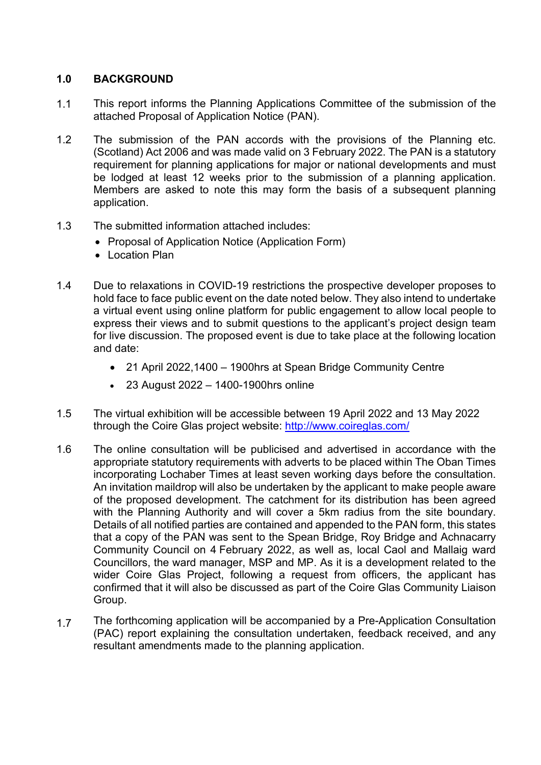## 1.0 BACKGROUND

1.1 This report informs the Planning Applications Committee of the submission of the attached Proposal of Application Notice (PAN).

1.2 The submission of the PAN accords with the provisions of the Planning etc. (Scotland) Act 2006 and was made valid on 3 February 2022. The PAN is a statutory requirement for planning applications for major or national developments and must be lodged at least 12 weeks prior to the submission of a planning application. Members are asked to note this may form the basis of a subsequent planning application.

1.3 The submitted information attached includes:

- Proposal of Application Notice (Application Form)
- Location Plan

1.4 Due to relaxations in COVID-19 restrictions the prospective developer proposes to hold face to face public event on the date noted below. They also intend to undertake a virtual event using online platform for public engagement to allow local people to express their views and to submit questions to the applicant's project design team for live discussion. The proposed event is due to take place at the following location and date:

- 21 April 2022,1400 – 1900hrs at Spean Bridge Community Centre
- 23 August 2022 – 1400-1900hrs online

1.5 The virtual exhibition will be accessible between 19 April 2022 and 13 May 2022 through the Coire Glas project website: http://www.coireglas.com/

1.6 The online consultation will be publicised and advertised in accordance with the appropriate statutory requirements with adverts to be placed within The Oban Times incorporating Lochaber Times at least seven working days before the consultation. An invitation maildrop will also be undertaken by the applicant to make people aware of the proposed development. The catchment for its distribution has been agreed with the Planning Authority and will cover a 5km radius from the site boundary. Details of all notified parties are contained and appended to the PAN form, this states that a copy of the PAN was sent to the Spean Bridge, Roy Bridge and Achnacarry Community Council on 4 February 2022, as well as, local Caol and Mallaig ward Councillors, the ward manager, MSP and MP. As it is a development related to the wider Coire Glas Project, following a request from officers, the applicant has confirmed that it will also be discussed as part of the Coire Glas Community Liaison Group.

1.7 The forthcoming application will be accompanied by a Pre-Application Consultation (PAC) report explaining the consultation undertaken, feedback received, and any resultant amendments made to the planning application.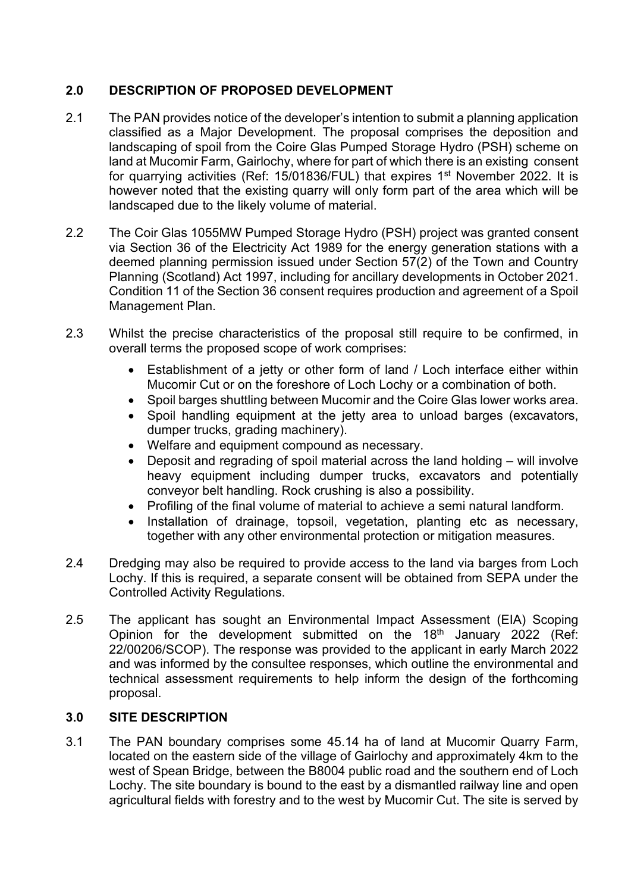## 2.0 DESCRIPTION OF PROPOSED DEVELOPMENT

2.1 The PAN provides notice of the developer's intention to submit a planning application classified as a Major Development. The proposal comprises the deposition and landscaping of spoil from the Coire Glas Pumped Storage Hydro (PSH) scheme on land at Mucomir Farm, Gairlochy, where for part of which there is an existing consent for quarrying activities (Ref: 15/01836/FUL) that expires 1st November 2022. It is however noted that the existing quarry will only form part of the area which will be landscaped due to the likely volume of material.

2.2 The Coir Glas 1055MW Pumped Storage Hydro (PSH) project was granted consent via Section 36 of the Electricity Act 1989 for the energy generation stations with a deemed planning permission issued under Section 57(2) of the Town and Country Planning (Scotland) Act 1997, including for ancillary developments in October 2021. Condition 11 of the Section 36 consent requires production and agreement of a Spoil Management Plan.

2.3 Whilst the precise characteristics of the proposal still require to be confirmed, in overall terms the proposed scope of work comprises:

- Establishment of a jetty or other form of land / Loch interface either within Mucomir Cut or on the foreshore of Loch Lochy or a combination of both.
- Spoil barges shuttling between Mucomir and the Coire Glas lower works area.
- Spoil handling equipment at the jetty area to unload barges (excavators, dumper trucks, grading machinery).
- Welfare and equipment compound as necessary.
- Deposit and regrading of spoil material across the land holding – will involve heavy equipment including dumper trucks, excavators and potentially conveyor belt handling. Rock crushing is also a possibility.
- Profiling of the final volume of material to achieve a semi natural landform.
- Installation of drainage, topsoil, vegetation, planting etc as necessary, together with any other environmental protection or mitigation measures.

2.4 Dredging may also be required to provide access to the land via barges from Loch Lochy. If this is required, a separate consent will be obtained from SEPA under the Controlled Activity Regulations.

2.5 The applicant has sought an Environmental Impact Assessment (EIA) Scoping Opinion for the development submitted on the 18th January 2022 (Ref: 22/00206/SCOP). The response was provided to the applicant in early March 2022 and was informed by the consultee responses, which outline the environmental and technical assessment requirements to help inform the design of the forthcoming proposal.

## 3.0 SITE DESCRIPTION

3.1 The PAN boundary comprises some 45.14 ha of land at Mucomir Quarry Farm, located on the eastern side of the village of Gairlochy and approximately 4km to the west of Spean Bridge, between the B8004 public road and the southern end of Loch Lochy. The site boundary is bound to the east by a dismantled railway line and open agricultural fields with forestry and to the west by Mucomir Cut. The site is served by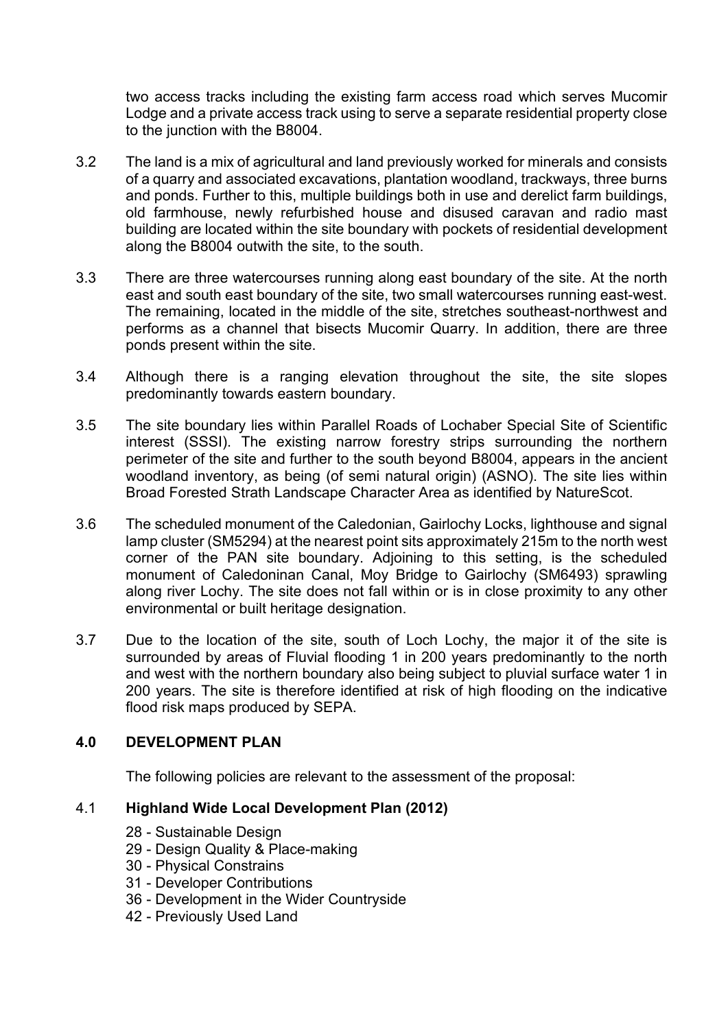two access tracks including the existing farm access road which serves Mucomir Lodge and a private access track using to serve a separate residential property close to the junction with the B8004.

3.2 The land is a mix of agricultural and land previously worked for minerals and consists of a quarry and associated excavations, plantation woodland, trackways, three burns and ponds. Further to this, multiple buildings both in use and derelict farm buildings, old farmhouse, newly refurbished house and disused caravan and radio mast building are located within the site boundary with pockets of residential development along the B8004 outwith the site, to the south.

3.3 There are three watercourses running along east boundary of the site. At the north east and south east boundary of the site, two small watercourses running east-west. The remaining, located in the middle of the site, stretches southeast-northwest and performs as a channel that bisects Mucomir Quarry. In addition, there are three ponds present within the site.

3.4 Although there is a ranging elevation throughout the site, the site slopes predominantly towards eastern boundary.

3.5 The site boundary lies within Parallel Roads of Lochaber Special Site of Scientific interest (SSSI). The existing narrow forestry strips surrounding the northern perimeter of the site and further to the south beyond B8004, appears in the ancient woodland inventory, as being (of semi natural origin) (ASNO). The site lies within Broad Forested Strath Landscape Character Area as identified by NatureScot.

3.6 The scheduled monument of the Caledonian, Gairlochy Locks, lighthouse and signal lamp cluster (SM5294) at the nearest point sits approximately 215m to the north west corner of the PAN site boundary. Adjoining to this setting, is the scheduled monument of Caledoninan Canal, Moy Bridge to Gairlochy (SM6493) sprawling along river Lochy. The site does not fall within or is in close proximity to any other environmental or built heritage designation.

3.7 Due to the location of the site, south of Loch Lochy, the major it of the site is surrounded by areas of Fluvial flooding 1 in 200 years predominantly to the north and west with the northern boundary also being subject to pluvial surface water 1 in 200 years. The site is therefore identified at risk of high flooding on the indicative flood risk maps produced by SEPA.

## 4.0 DEVELOPMENT PLAN

The following policies are relevant to the assessment of the proposal:

### 4.1 Highland Wide Local Development Plan (2012)

- 28 - Sustainable Design
- 29 - Design Quality & Place-making
- 30 - Physical Constrains
- 31 - Developer Contributions
- 36 - Development in the Wider Countryside
- 42 - Previously Used Land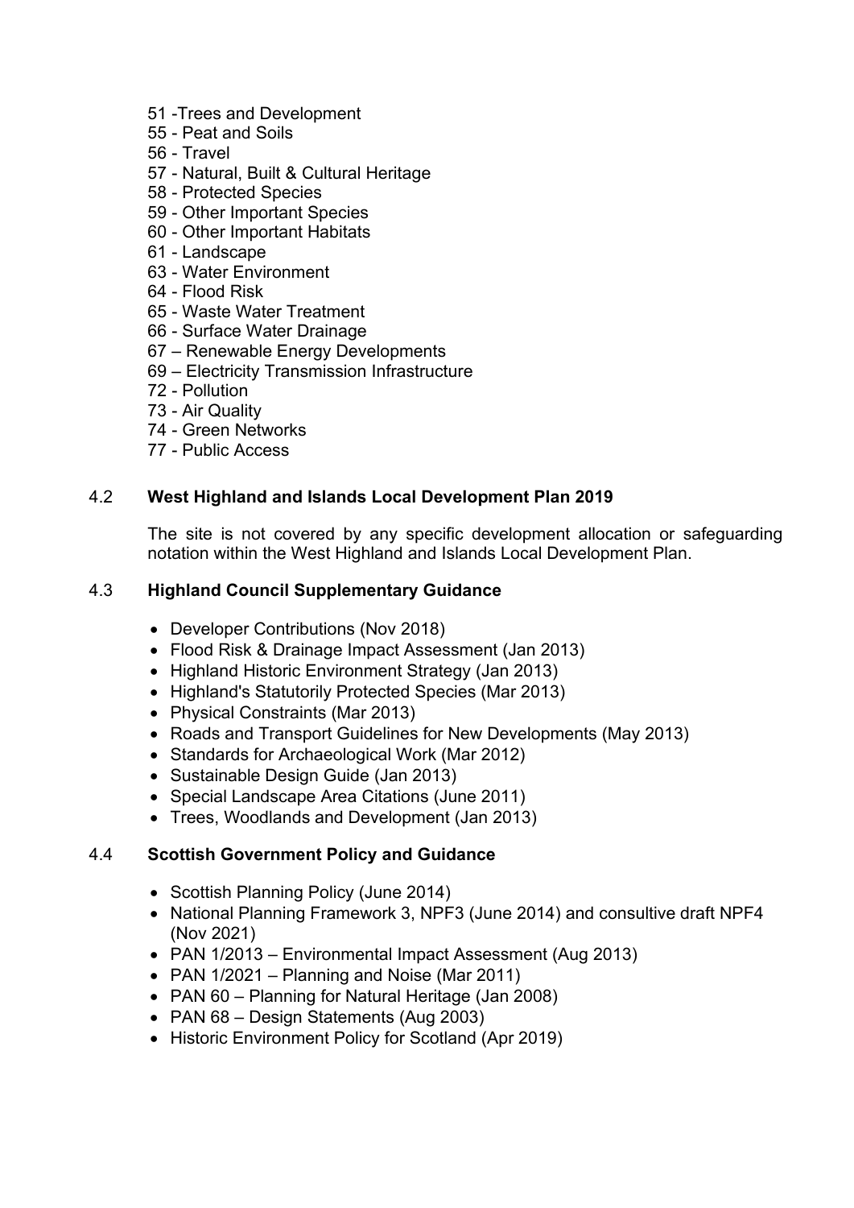- 51 -Trees and Development
- 55 - Peat and Soils
- 56 - Travel
- 57 - Natural, Built & Cultural Heritage
- 58 - Protected Species
- 59 - Other Important Species
- 60 - Other Important Habitats
- 61 - Landscape
- 63 - Water Environment
- 64 - Flood Risk
- 65 - Waste Water Treatment
- 66 - Surface Water Drainage
- 67 – Renewable Energy Developments
- 69 – Electricity Transmission Infrastructure
- 72 - Pollution
- 73 - Air Quality
- 74 - Green Networks
- 77 - Public Access

4.2 **West Highland and Islands Local Development Plan 2019**

The site is not covered by any specific development allocation or safeguarding notation within the West Highland and Islands Local Development Plan.

4.3 **Highland Council Supplementary Guidance**

- Developer Contributions (Nov 2018)
- Flood Risk & Drainage Impact Assessment (Jan 2013)
- Highland Historic Environment Strategy (Jan 2013)
- Highland's Statutorily Protected Species (Mar 2013)
- Physical Constraints (Mar 2013)
- Roads and Transport Guidelines for New Developments (May 2013)
- Standards for Archaeological Work (Mar 2012)
- Sustainable Design Guide (Jan 2013)
- Special Landscape Area Citations (June 2011)
- Trees, Woodlands and Development (Jan 2013)

4.4 **Scottish Government Policy and Guidance**

- Scottish Planning Policy (June 2014)
- National Planning Framework 3, NPF3 (June 2014) and consultive draft NPF4 (Nov 2021)
- PAN 1/2013 – Environmental Impact Assessment (Aug 2013)
- PAN 1/2021 – Planning and Noise (Mar 2011)
- PAN 60 – Planning for Natural Heritage (Jan 2008)
- PAN 68 – Design Statements (Aug 2003)
- Historic Environment Policy for Scotland (Apr 2019)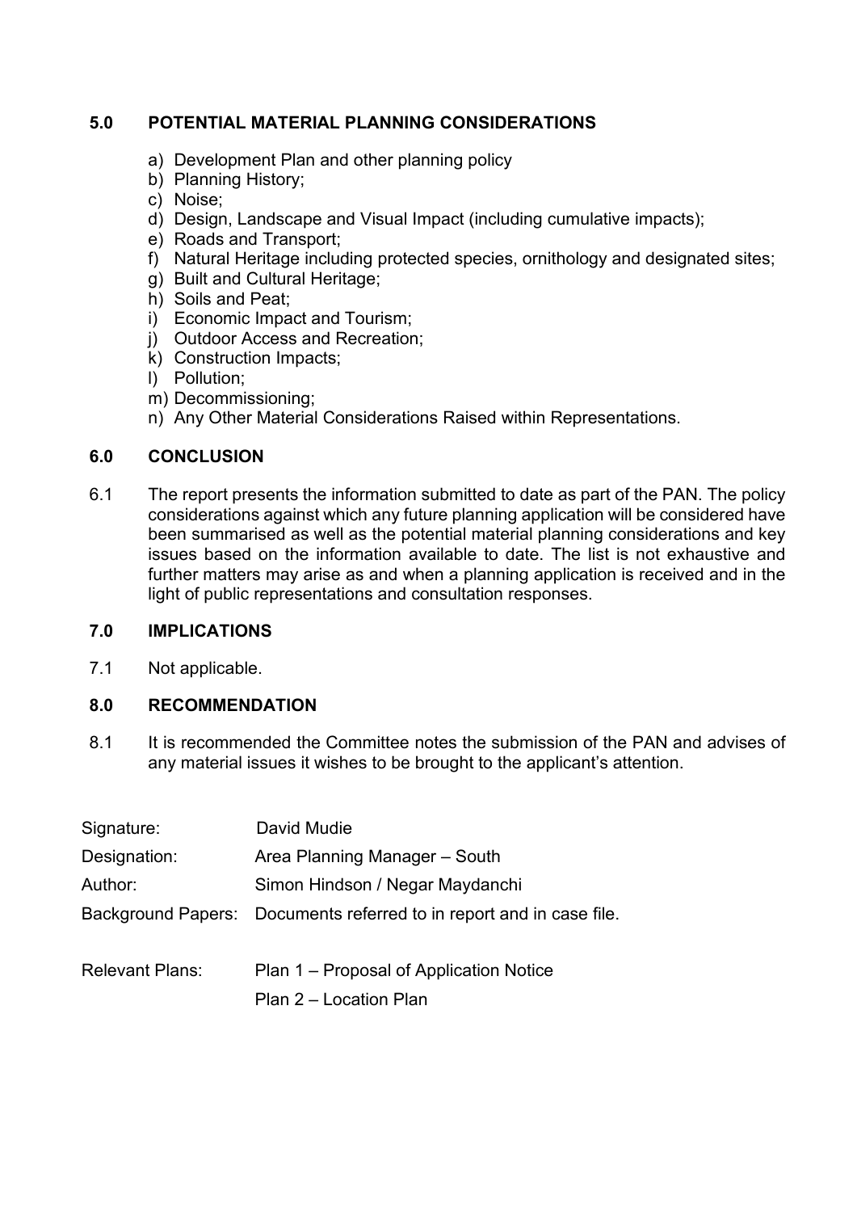## 5.0 POTENTIAL MATERIAL PLANNING CONSIDERATIONS

a) Development Plan and other planning policy
b) Planning History;
c) Noise;
d) Design, Landscape and Visual Impact (including cumulative impacts);
e) Roads and Transport;
f) Natural Heritage including protected species, ornithology and designated sites;
g) Built and Cultural Heritage;
h) Soils and Peat;
i) Economic Impact and Tourism;
j) Outdoor Access and Recreation;
k) Construction Impacts;
l) Pollution;
m) Decommissioning;
n) Any Other Material Considerations Raised within Representations.

## 6.0 CONCLUSION

6.1 The report presents the information submitted to date as part of the PAN. The policy considerations against which any future planning application will be considered have been summarised as well as the potential material planning considerations and key issues based on the information available to date. The list is not exhaustive and further matters may arise as and when a planning application is received and in the light of public representations and consultation responses.

## 7.0 IMPLICATIONS

7.1 Not applicable.

## 8.0 RECOMMENDATION

8.1 It is recommended the Committee notes the submission of the PAN and advises of any material issues it wishes to be brought to the applicant's attention.

Signature: David Mudie

Designation: Area Planning Manager – South

Author: Simon Hindson / Negar Maydanchi

Background Papers: Documents referred to in report and in case file.

Relevant Plans: Plan 1 – Proposal of Application Notice

Plan 2 – Location Plan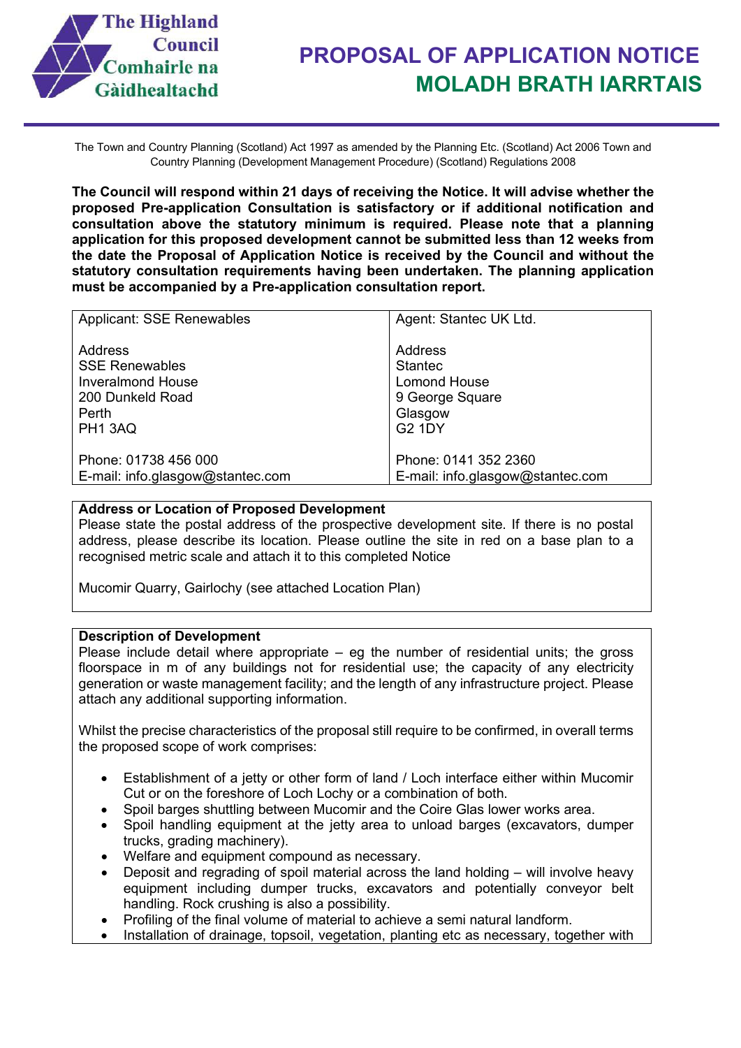The Highland Council
Comhairle na Gàidhealtachd

# PROPOSAL OF APPLICATION NOTICE
# MOLADH BRATH IARRTAIS

The Town and Country Planning (Scotland) Act 1997 as amended by the Planning Etc. (Scotland) Act 2006 Town and Country Planning (Development Management Procedure) (Scotland) Regulations 2008

**The Council will respond within 21 days of receiving the Notice. It will advise whether the proposed Pre-application Consultation is satisfactory or if additional notification and consultation above the statutory minimum is required. Please note that a planning application for this proposed development cannot be submitted less than 12 weeks from the date the Proposal of Application Notice is received by the Council and without the statutory consultation requirements having been undertaken. The planning application must be accompanied by a Pre-application consultation report.**

| Applicant: SSE Renewables | Agent: Stantec UK Ltd. |
|---|---|
| Address<br>SSE Renewables<br>Inveralmond House<br>200 Dunkeld Road<br>Perth<br>PH1 3AQ | Address<br>Stantec<br>Lomond House<br>9 George Square<br>Glasgow<br>G2 1DY |
| Phone: 01738 456 000<br>E-mail: info.glasgow@stantec.com | Phone: 0141 352 2360<br>E-mail: info.glasgow@stantec.com |

**Address or Location of Proposed Development**

Please state the postal address of the prospective development site. If there is no postal address, please describe its location. Please outline the site in red on a base plan to a recognised metric scale and attach it to this completed Notice

Mucomir Quarry, Gairlochy (see attached Location Plan)

**Description of Development**

Please include detail where appropriate – eg the number of residential units; the gross floorspace in m of any buildings not for residential use; the capacity of any electricity generation or waste management facility; and the length of any infrastructure project. Please attach any additional supporting information.

Whilst the precise characteristics of the proposal still require to be confirmed, in overall terms the proposed scope of work comprises:

- Establishment of a jetty or other form of land / Loch interface either within Mucomir Cut or on the foreshore of Loch Lochy or a combination of both.
- Spoil barges shuttling between Mucomir and the Coire Glas lower works area.
- Spoil handling equipment at the jetty area to unload barges (excavators, dumper trucks, grading machinery).
- Welfare and equipment compound as necessary.
- Deposit and regrading of spoil material across the land holding – will involve heavy equipment including dumper trucks, excavators and potentially conveyor belt handling. Rock crushing is also a possibility.
- Profiling of the final volume of material to achieve a semi natural landform.
- Installation of drainage, topsoil, vegetation, planting etc as necessary, together with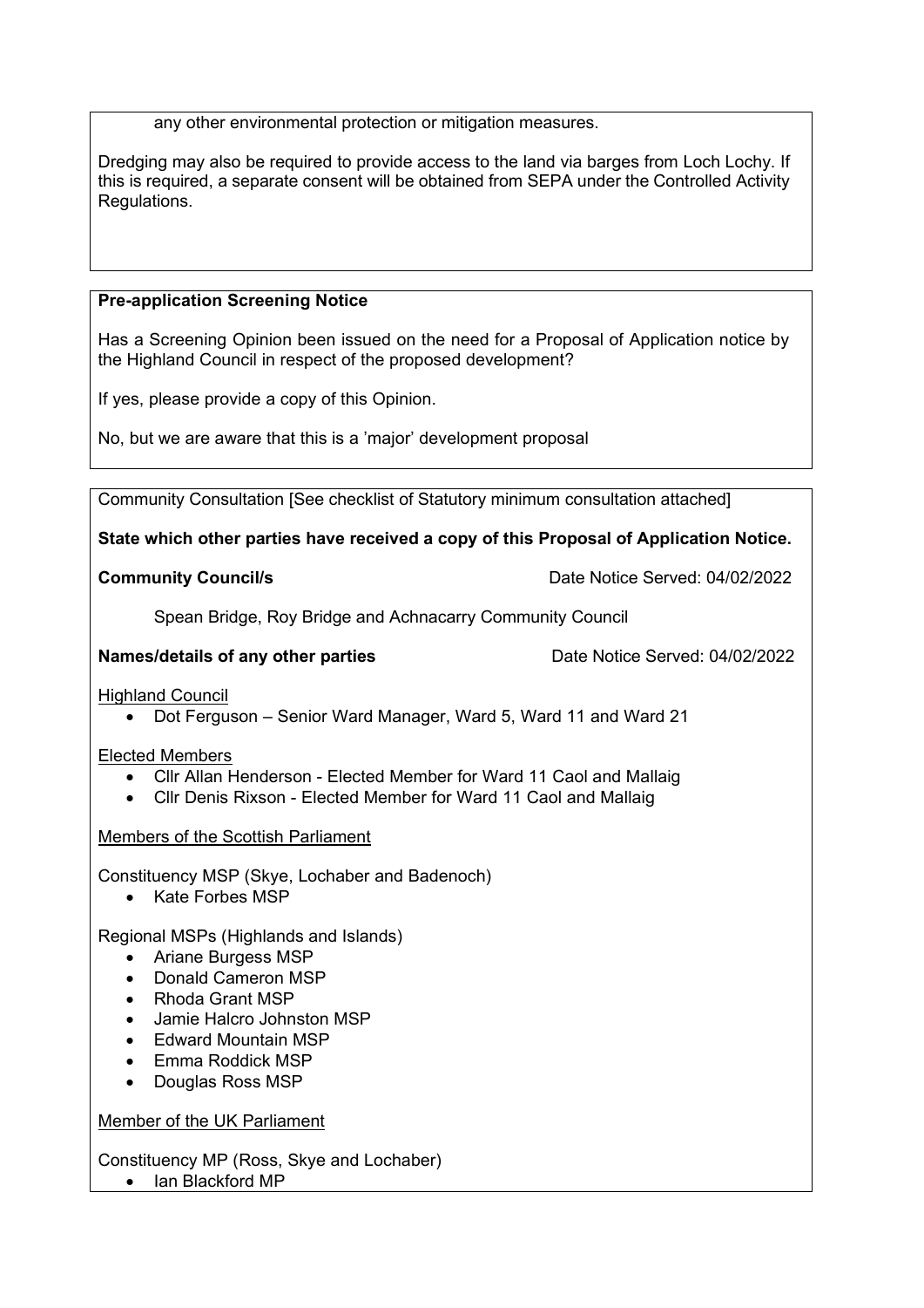any other environmental protection or mitigation measures.

Dredging may also be required to provide access to the land via barges from Loch Lochy. If this is required, a separate consent will be obtained from SEPA under the Controlled Activity Regulations.

**Pre-application Screening Notice**

Has a Screening Opinion been issued on the need for a Proposal of Application notice by the Highland Council in respect of the proposed development?

If yes, please provide a copy of this Opinion.

No, but we are aware that this is a 'major' development proposal

Community Consultation [See checklist of Statutory minimum consultation attached]

**State which other parties have received a copy of this Proposal of Application Notice.**

**Community Council/s** Date Notice Served: 04/02/2022

Spean Bridge, Roy Bridge and Achnacarry Community Council

**Names/details of any other parties** Date Notice Served: 04/02/2022

Highland Council

- Dot Ferguson – Senior Ward Manager, Ward 5, Ward 11 and Ward 21

Elected Members

- Cllr Allan Henderson - Elected Member for Ward 11 Caol and Mallaig
- Cllr Denis Rixson - Elected Member for Ward 11 Caol and Mallaig

Members of the Scottish Parliament

Constituency MSP (Skye, Lochaber and Badenoch)

- Kate Forbes MSP

Regional MSPs (Highlands and Islands)

- Ariane Burgess MSP
- Donald Cameron MSP
- Rhoda Grant MSP
- Jamie Halcro Johnston MSP
- Edward Mountain MSP
- Emma Roddick MSP
- Douglas Ross MSP

Member of the UK Parliament

Constituency MP (Ross, Skye and Lochaber)

- Ian Blackford MP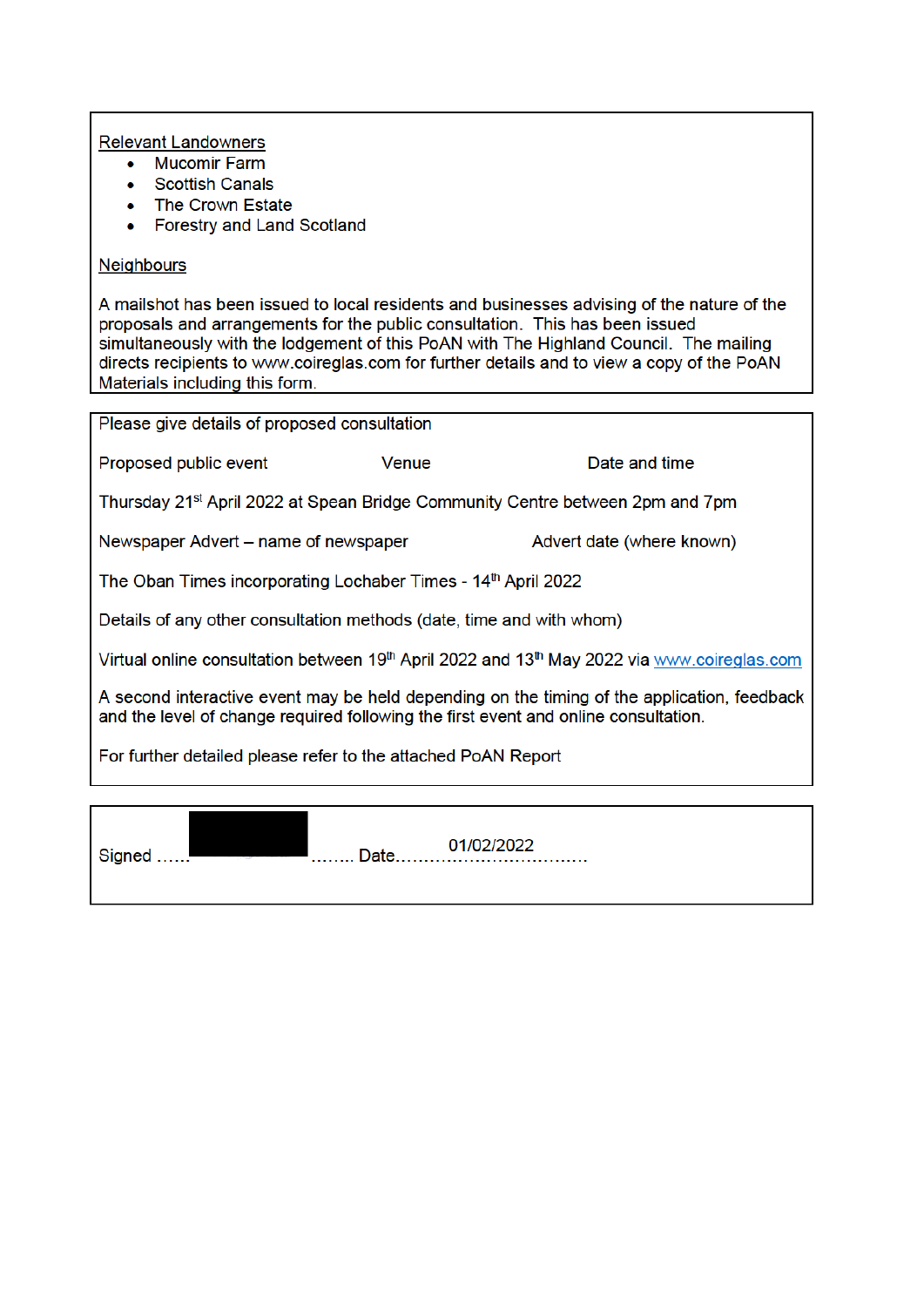Relevant Landowners

- Mucomir Farm
- Scottish Canals
- The Crown Estate
- Forestry and Land Scotland

Neighbours

A mailshot has been issued to local residents and businesses advising of the nature of the proposals and arrangements for the public consultation. This has been issued simultaneously with the lodgement of this PoAN with The Highland Council. The mailing directs recipients to www.coireglas.com for further details and to view a copy of the PoAN Materials including this form.

Please give details of proposed consultation

| Proposed public event | Venue | Date and time |
| --- | --- | --- |

Thursday 21st April 2022 at Spean Bridge Community Centre between 2pm and 7pm

| Newspaper Advert – name of newspaper | Advert date (where known) |
| --- | --- |

The Oban Times incorporating Lochaber Times - 14th April 2022

Details of any other consultation methods (date, time and with whom)

Virtual online consultation between 19th April 2022 and 13th May 2022 via www.coireglas.com

A second interactive event may be held depending on the timing of the application, feedback and the level of change required following the first event and online consultation.

For further detailed please refer to the attached PoAN Report

Signed …… [redacted] …….. Date……01/02/2022……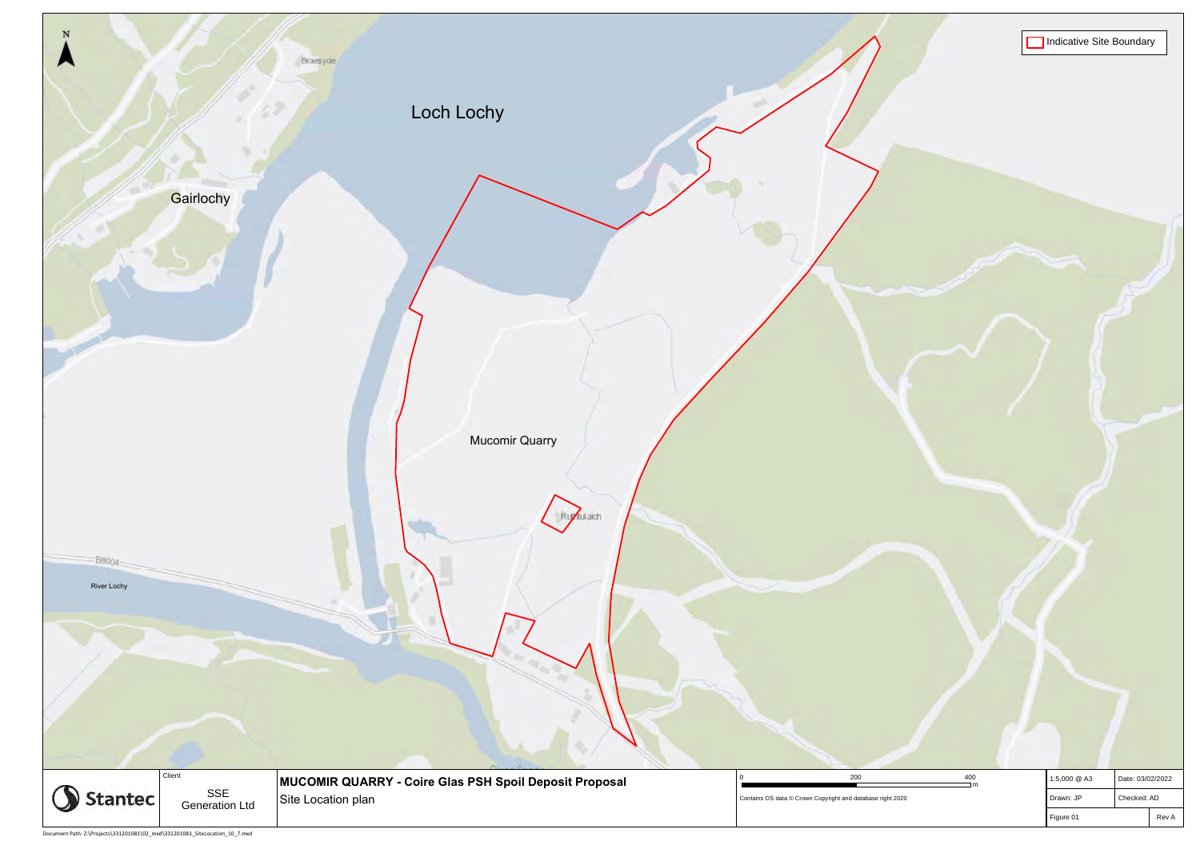N

Indicative Site Boundary

Braesyde

Loch Lochy

Gairlochy

Mucomir Quarry

Ruthtulaich

B8004

River Lochy

Stantec

Client

SSE Generation Ltd

**MUCOMIR QUARRY - Coire Glas PSH Spoil Deposit Proposal**

Site Location plan

0 200 400 m

Contains OS data © Crown Copyright and database right 2020

| | |
|---|---|
| 1:5,000 @ A3 | Date: 03/02/2022 |
| Drawn: JP | Checked: AD |
| Figure 01 | Rev A |

Document Path: Z:\Projects\331201081\02_mxd\331201081_SiteLocation_10_7.mxd